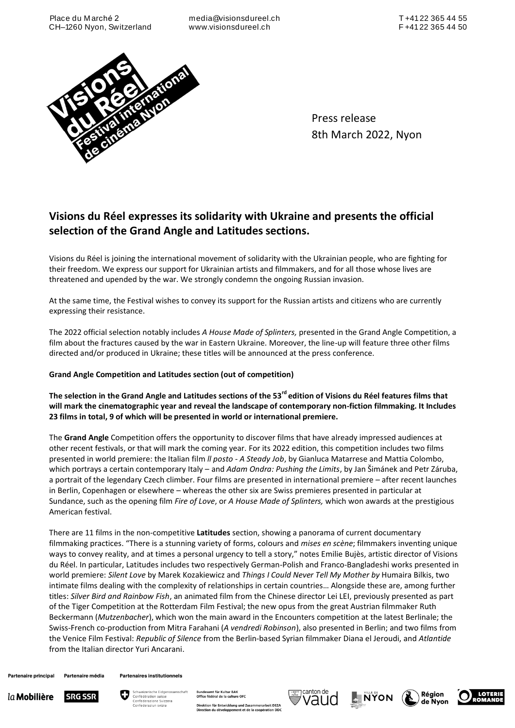Place du Marché 2
CH–1260 Nyon, Switzerland

media@visionsdureel.ch
www.visionsdureel.ch

T +41 22 365 44 55
F +41 22 365 44 50

Press release
8th March 2022, Nyon

## Visions du Réel expresses its solidarity with Ukraine and presents the official selection of the Grand Angle and Latitudes sections.

Visions du Réel is joining the international movement of solidarity with the Ukrainian people, who are fighting for their freedom. We express our support for Ukrainian artists and filmmakers, and for all those whose lives are threatened and upended by the war. We strongly condemn the ongoing Russian invasion.

At the same time, the Festival wishes to convey its support for the Russian artists and citizens who are currently expressing their resistance.

The 2022 official selection notably includes *A House Made of Splinters,* presented in the Grand Angle Competition, a film about the fractures caused by the war in Eastern Ukraine. Moreover, the line-up will feature three other films directed and/or produced in Ukraine; these titles will be announced at the press conference.

**Grand Angle Competition and Latitudes section (out of competition)**

**The selection in the Grand Angle and Latitudes sections of the 53rd edition of Visions du Réel features films that will mark the cinematographic year and reveal the landscape of contemporary non-fiction filmmaking. It Includes 23 films in total, 9 of which will be presented in world or international premiere.**

The **Grand Angle** Competition offers the opportunity to discover films that have already impressed audiences at other recent festivals, or that will mark the coming year. For its 2022 edition, this competition includes two films presented in world premiere: the Italian film *Il posto - A Steady Job*, by Gianluca Matarrese and Mattia Colombo, which portrays a certain contemporary Italy – and *Adam Ondra: Pushing the Limits*, by Jan Šimánek and Petr Záruba, a portrait of the legendary Czech climber. Four films are presented in international premiere – after recent launches in Berlin, Copenhagen or elsewhere – whereas the other six are Swiss premieres presented in particular at Sundance, such as the opening film *Fire of Love*, or *A House Made of Splinters,* which won awards at the prestigious American festival.

There are 11 films in the non-competitive **Latitudes** section, showing a panorama of current documentary filmmaking practices. "There is a stunning variety of forms, colours and *mises en scène*; filmmakers inventing unique ways to convey reality, and at times a personal urgency to tell a story," notes Emilie Bujès, artistic director of Visions du Réel. In particular, Latitudes includes two respectively German-Polish and Franco-Bangladeshi works presented in world premiere: *Silent Love* by Marek Kozakiewicz and *Things I Could Never Tell My Mother by* Humaira Bilkis, two intimate films dealing with the complexity of relationships in certain countries… Alongside these are, among further titles: *Silver Bird and Rainbow Fish*, an animated film from the Chinese director Lei LEI, previously presented as part of the Tiger Competition at the Rotterdam Film Festival; the new opus from the great Austrian filmmaker Ruth Beckermann (*Mutzenbacher*), which won the main award in the Encounters competition at the latest Berlinale; the Swiss-French co-production from Mitra Farahani (*A vendredi Robinson*), also presented in Berlin; and two films from the Venice Film Festival: *Republic of Silence* from the Berlin-based Syrian filmmaker Diana el Jeroudi, and *Atlantide* from the Italian director Yuri Ancarani.

Partenaire principal Partenaire média Partenaires institutionnels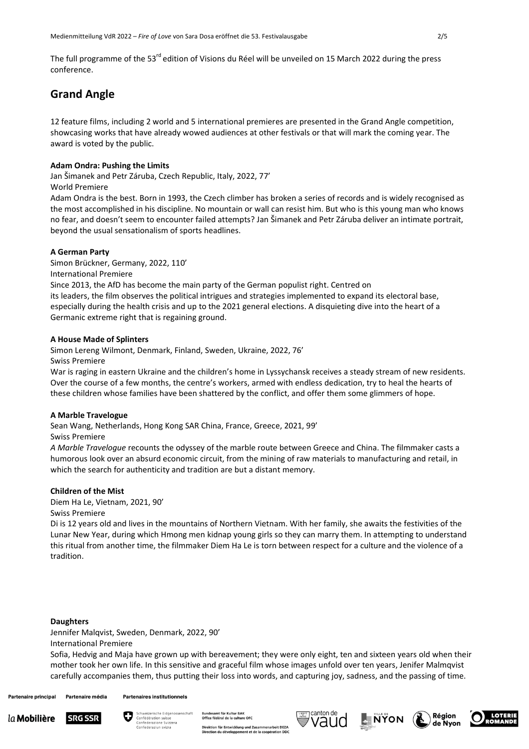The full programme of the 53rd edition of Visions du Réel will be unveiled on 15 March 2022 during the press conference.

## Grand Angle

12 feature films, including 2 world and 5 international premieres are presented in the Grand Angle competition, showcasing works that have already wowed audiences at other festivals or that will mark the coming year. The award is voted by the public.

**Adam Ondra: Pushing the Limits**
Jan Šimanek and Petr Záruba, Czech Republic, Italy, 2022, 77'
World Premiere
Adam Ondra is the best. Born in 1993, the Czech climber has broken a series of records and is widely recognised as the most accomplished in his discipline. No mountain or wall can resist him. But who is this young man who knows no fear, and doesn't seem to encounter failed attempts? Jan Šimanek and Petr Záruba deliver an intimate portrait, beyond the usual sensationalism of sports headlines.

**A German Party**
Simon Brückner, Germany, 2022, 110'
International Premiere
Since 2013, the AfD has become the main party of the German populist right. Centred on its leaders, the film observes the political intrigues and strategies implemented to expand its electoral base, especially during the health crisis and up to the 2021 general elections. A disquieting dive into the heart of a Germanic extreme right that is regaining ground.

**A House Made of Splinters**
Simon Lereng Wilmont, Denmark, Finland, Sweden, Ukraine, 2022, 76'
Swiss Premiere
War is raging in eastern Ukraine and the children's home in Lyssychansk receives a steady stream of new residents. Over the course of a few months, the centre's workers, armed with endless dedication, try to heal the hearts of these children whose families have been shattered by the conflict, and offer them some glimmers of hope.

**A Marble Travelogue**
Sean Wang, Netherlands, Hong Kong SAR China, France, Greece, 2021, 99'
Swiss Premiere
*A Marble Travelogue* recounts the odyssey of the marble route between Greece and China. The filmmaker casts a humorous look over an absurd economic circuit, from the mining of raw materials to manufacturing and retail, in which the search for authenticity and tradition are but a distant memory.

**Children of the Mist**
Diem Ha Le, Vietnam, 2021, 90'
Swiss Premiere
Di is 12 years old and lives in the mountains of Northern Vietnam. With her family, she awaits the festivities of the Lunar New Year, during which Hmong men kidnap young girls so they can marry them. In attempting to understand this ritual from another time, the filmmaker Diem Ha Le is torn between respect for a culture and the violence of a tradition.

**Daughters**
Jennifer Malqvist, Sweden, Denmark, 2022, 90'
International Premiere
Sofia, Hedvig and Maja have grown up with bereavement; they were only eight, ten and sixteen years old when their mother took her own life. In this sensitive and graceful film whose images unfold over ten years, Jenifer Malmqvist carefully accompanies them, thus putting their loss into words, and capturing joy, sadness, and the passing of time.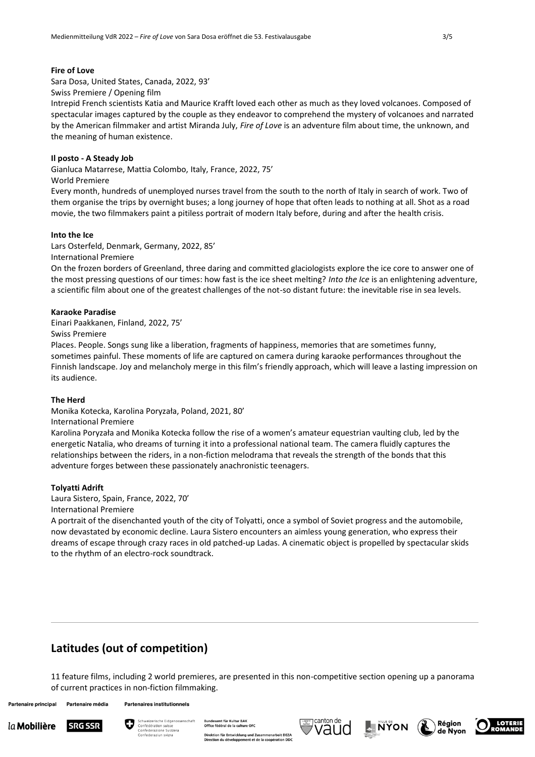**Fire of Love**

Sara Dosa, United States, Canada, 2022, 93'
Swiss Premiere / Opening film

Intrepid French scientists Katia and Maurice Krafft loved each other as much as they loved volcanoes. Composed of spectacular images captured by the couple as they endeavor to comprehend the mystery of volcanoes and narrated by the American filmmaker and artist Miranda July, *Fire of Love* is an adventure film about time, the unknown, and the meaning of human existence.

**Il posto - A Steady Job**

Gianluca Matarrese, Mattia Colombo, Italy, France, 2022, 75'
World Premiere

Every month, hundreds of unemployed nurses travel from the south to the north of Italy in search of work. Two of them organise the trips by overnight buses; a long journey of hope that often leads to nothing at all. Shot as a road movie, the two filmmakers paint a pitiless portrait of modern Italy before, during and after the health crisis.

**Into the Ice**

Lars Osterfeld, Denmark, Germany, 2022, 85'
International Premiere

On the frozen borders of Greenland, three daring and committed glaciologists explore the ice core to answer one of the most pressing questions of our times: how fast is the ice sheet melting? *Into the Ice* is an enlightening adventure, a scientific film about one of the greatest challenges of the not-so distant future: the inevitable rise in sea levels.

**Karaoke Paradise**

Einari Paakkanen, Finland, 2022, 75'
Swiss Premiere

Places. People. Songs sung like a liberation, fragments of happiness, memories that are sometimes funny, sometimes painful. These moments of life are captured on camera during karaoke performances throughout the Finnish landscape. Joy and melancholy merge in this film's friendly approach, which will leave a lasting impression on its audience.

**The Herd**

Monika Kotecka, Karolina Poryzała, Poland, 2021, 80'
International Premiere

Karolina Poryzała and Monika Kotecka follow the rise of a women's amateur equestrian vaulting club, led by the energetic Natalia, who dreams of turning it into a professional national team. The camera fluidly captures the relationships between the riders, in a non-fiction melodrama that reveals the strength of the bonds that this adventure forges between these passionately anachronistic teenagers.

**Tolyatti Adrift**

Laura Sistero, Spain, France, 2022, 70'
International Premiere

A portrait of the disenchanted youth of the city of Tolyatti, once a symbol of Soviet progress and the automobile, now devastated by economic decline. Laura Sistero encounters an aimless young generation, who express their dreams of escape through crazy races in old patched-up Ladas. A cinematic object is propelled by spectacular skids to the rhythm of an electro-rock soundtrack.

## Latitudes (out of competition)

11 feature films, including 2 world premieres, are presented in this non-competitive section opening up a panorama of current practices in non-fiction filmmaking.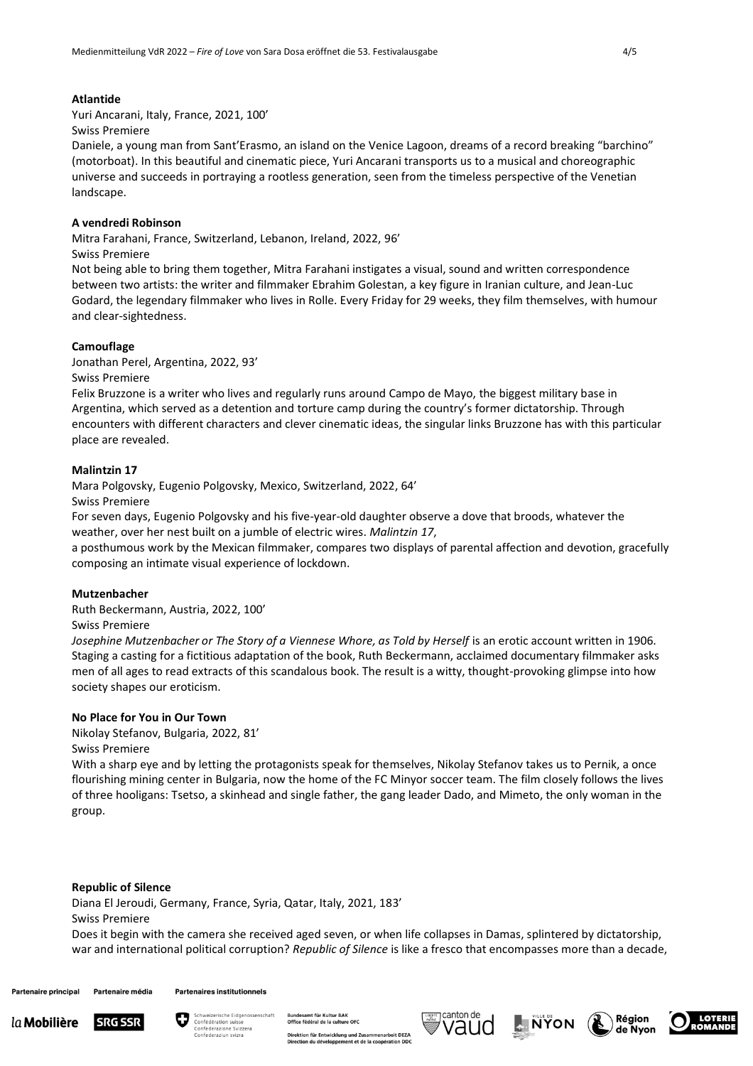**Atlantide**

Yuri Ancarani, Italy, France, 2021, 100'

Swiss Premiere

Daniele, a young man from Sant'Erasmo, an island on the Venice Lagoon, dreams of a record breaking "barchino" (motorboat). In this beautiful and cinematic piece, Yuri Ancarani transports us to a musical and choreographic universe and succeeds in portraying a rootless generation, seen from the timeless perspective of the Venetian landscape.

**A vendredi Robinson**

Mitra Farahani, France, Switzerland, Lebanon, Ireland, 2022, 96'

Swiss Premiere

Not being able to bring them together, Mitra Farahani instigates a visual, sound and written correspondence between two artists: the writer and filmmaker Ebrahim Golestan, a key figure in Iranian culture, and Jean-Luc Godard, the legendary filmmaker who lives in Rolle. Every Friday for 29 weeks, they film themselves, with humour and clear-sightedness.

**Camouflage**

Jonathan Perel, Argentina, 2022, 93'

Swiss Premiere

Felix Bruzzone is a writer who lives and regularly runs around Campo de Mayo, the biggest military base in Argentina, which served as a detention and torture camp during the country's former dictatorship. Through encounters with different characters and clever cinematic ideas, the singular links Bruzzone has with this particular place are revealed.

**Malintzin 17**

Mara Polgovsky, Eugenio Polgovsky, Mexico, Switzerland, 2022, 64'

Swiss Premiere

For seven days, Eugenio Polgovsky and his five-year-old daughter observe a dove that broods, whatever the weather, over her nest built on a jumble of electric wires. *Malintzin 17*,
a posthumous work by the Mexican filmmaker, compares two displays of parental affection and devotion, gracefully composing an intimate visual experience of lockdown.

**Mutzenbacher**

Ruth Beckermann, Austria, 2022, 100'

Swiss Premiere

*Josephine Mutzenbacher or The Story of a Viennese Whore, as Told by Herself* is an erotic account written in 1906. Staging a casting for a fictitious adaptation of the book, Ruth Beckermann, acclaimed documentary filmmaker asks men of all ages to read extracts of this scandalous book. The result is a witty, thought-provoking glimpse into how society shapes our eroticism.

**No Place for You in Our Town**

Nikolay Stefanov, Bulgaria, 2022, 81'

Swiss Premiere

With a sharp eye and by letting the protagonists speak for themselves, Nikolay Stefanov takes us to Pernik, a once flourishing mining center in Bulgaria, now the home of the FC Minyor soccer team. The film closely follows the lives of three hooligans: Tsetso, a skinhead and single father, the gang leader Dado, and Mimeto, the only woman in the group.

**Republic of Silence**

Diana El Jeroudi, Germany, France, Syria, Qatar, Italy, 2021, 183'

Swiss Premiere

Does it begin with the camera she received aged seven, or when life collapses in Damas, splintered by dictatorship, war and international political corruption? *Republic of Silence* is like a fresco that encompasses more than a decade,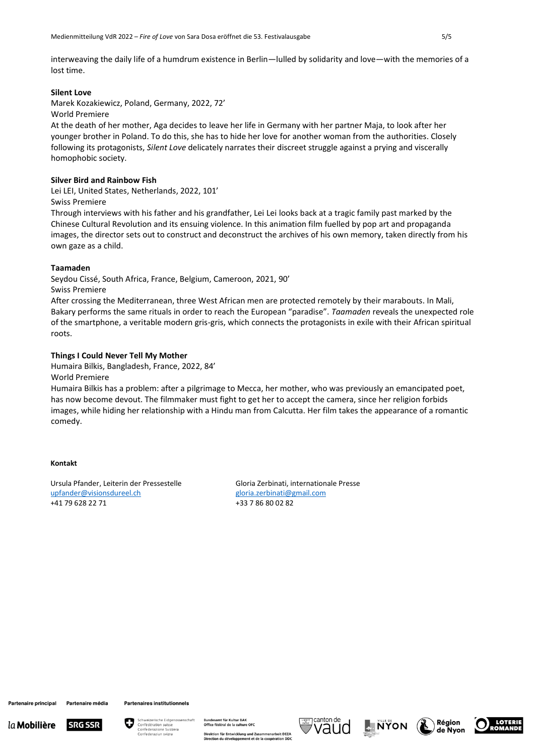interweaving the daily life of a humdrum existence in Berlin—lulled by solidarity and love—with the memories of a lost time.

**Silent Love**

Marek Kozakiewicz, Poland, Germany, 2022, 72’

World Premiere

At the death of her mother, Aga decides to leave her life in Germany with her partner Maja, to look after her younger brother in Poland. To do this, she has to hide her love for another woman from the authorities. Closely following its protagonists, *Silent Love* delicately narrates their discreet struggle against a prying and viscerally homophobic society.

**Silver Bird and Rainbow Fish**

Lei LEI, United States, Netherlands, 2022, 101’

Swiss Premiere

Through interviews with his father and his grandfather, Lei Lei looks back at a tragic family past marked by the Chinese Cultural Revolution and its ensuing violence. In this animation film fuelled by pop art and propaganda images, the director sets out to construct and deconstruct the archives of his own memory, taken directly from his own gaze as a child.

**Taamaden**

Seydou Cissé, South Africa, France, Belgium, Cameroon, 2021, 90’

Swiss Premiere

After crossing the Mediterranean, three West African men are protected remotely by their marabouts. In Mali, Bakary performs the same rituals in order to reach the European “paradise”. *Taamaden* reveals the unexpected role of the smartphone, a veritable modern gris-gris, which connects the protagonists in exile with their African spiritual roots.

**Things I Could Never Tell My Mother**

Humaira Bilkis, Bangladesh, France, 2022, 84’

World Premiere

Humaira Bilkis has a problem: after a pilgrimage to Mecca, her mother, who was previously an emancipated poet, has now become devout. The filmmaker must fight to get her to accept the camera, since her religion forbids images, while hiding her relationship with a Hindu man from Calcutta. Her film takes the appearance of a romantic comedy.

**Kontakt**

Ursula Pfander, Leiterin der Pressestelle
upfander@visionsdureel.ch
+41 79 628 22 71

Gloria Zerbinati, internationale Presse
gloria.zerbinati@gmail.com
+33 7 86 80 02 82

Partenaire principal — la Mobilière
Partenaire média — SRG SSR
Partenaires institutionnels — Schweizerische Eidgenossenschaft, Confédération suisse, Confederazione Svizzera, Confederaziun svizra; Bundesamt für Kultur BAK, Office fédéral de la culture OFC; Direktion für Entwicklung und Zusammenarbeit DEZA, Direction du développement et de la coopération DDC; canton de Vaud; Ville de Nyon; Région de Nyon; Loterie Romande